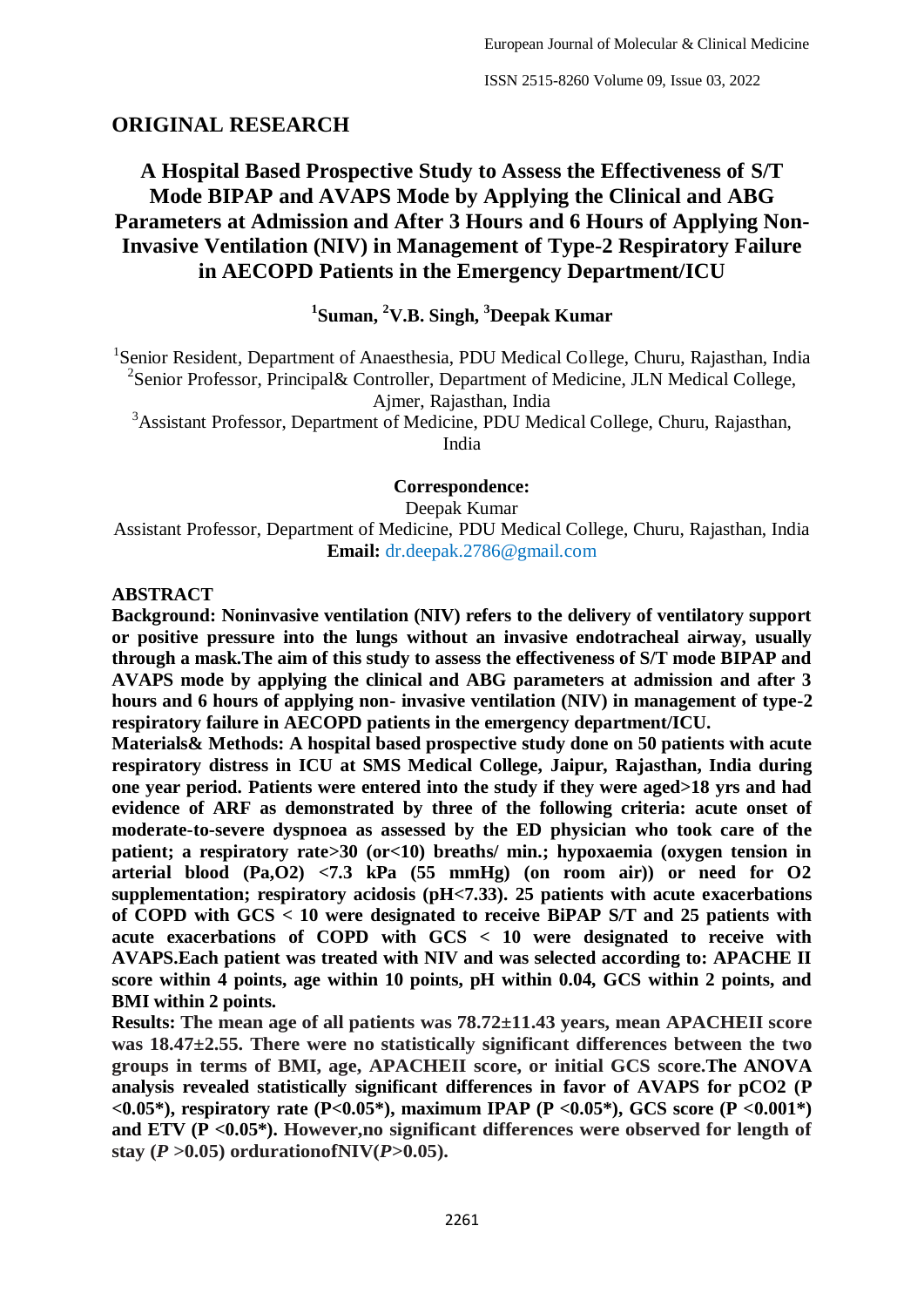## ORIGINAL RESEARCH

# A Hospital Based Prospective Study to Assess the Effectiveness of S/T Mode BIPAP and AVAPS Mode by Applying the Clinical and ABG Parameters at Admission and After 3 Hours and 6 Hours of Applying Non-Invasive Ventilation (NIV) in Management of Type-2 Respiratory Failure in AECOPD Patients in the Emergency Department/ICU

**[1]Suman, [2]V.B. Singh, [3]Deepak Kumar**

[1]Senior Resident, Department of Anaesthesia, PDU Medical College, Churu, Rajasthan, India
[2]Senior Professor, Principal& Controller, Department of Medicine, JLN Medical College, Ajmer, Rajasthan, India
[3]Assistant Professor, Department of Medicine, PDU Medical College, Churu, Rajasthan, India

**Correspondence:**
Deepak Kumar
Assistant Professor, Department of Medicine, PDU Medical College, Churu, Rajasthan, India
**Email:** dr.deepak.2786@gmail.com

## ABSTRACT

**Background: Noninvasive ventilation (NIV) refers to the delivery of ventilatory support or positive pressure into the lungs without an invasive endotracheal airway, usually through a mask.The aim of this study to assess the effectiveness of S/T mode BIPAP and AVAPS mode by applying the clinical and ABG parameters at admission and after 3 hours and 6 hours of applying non- invasive ventilation (NIV) in management of type-2 respiratory failure in AECOPD patients in the emergency department/ICU.**

**Materials& Methods: A hospital based prospective study done on 50 patients with acute respiratory distress in ICU at SMS Medical College, Jaipur, Rajasthan, India during one year period. Patients were entered into the study if they were aged>18 yrs and had evidence of ARF as demonstrated by three of the following criteria: acute onset of moderate-to-severe dyspnoea as assessed by the ED physician who took care of the patient; a respiratory rate>30 (or<10) breaths/ min.; hypoxaemia (oxygen tension in arterial blood ($Pa,O_2$) <7.3 kPa (55 mmHg) (on room air)) or need for $O_2$ supplementation; respiratory acidosis (pH<7.33). 25 patients with acute exacerbations of COPD with GCS < 10 were designated to receive BiPAP S/T and 25 patients with acute exacerbations of COPD with GCS < 10 were designated to receive with AVAPS.Each patient was treated with NIV and was selected according to: APACHE II score within 4 points, age within 10 points, pH within 0.04, GCS within 2 points, and BMI within 2 points.**

**Results: The mean age of all patients was 78.72±11.43 years, mean APACHEII score was 18.47±2.55. There were no statistically significant differences between the two groups in terms of BMI, age, APACHEII score, or initial GCS score.The ANOVA analysis revealed statistically significant differences in favor of AVAPS for $pCO_2$ (P <0.05*), respiratory rate (P<0.05*), maximum IPAP (P <0.05*), GCS score (P <0.001*) and ETV (P <0.05*). However,no significant differences were observed for length of stay (*P* >0.05) ordurationofNIV(*P*>0.05).**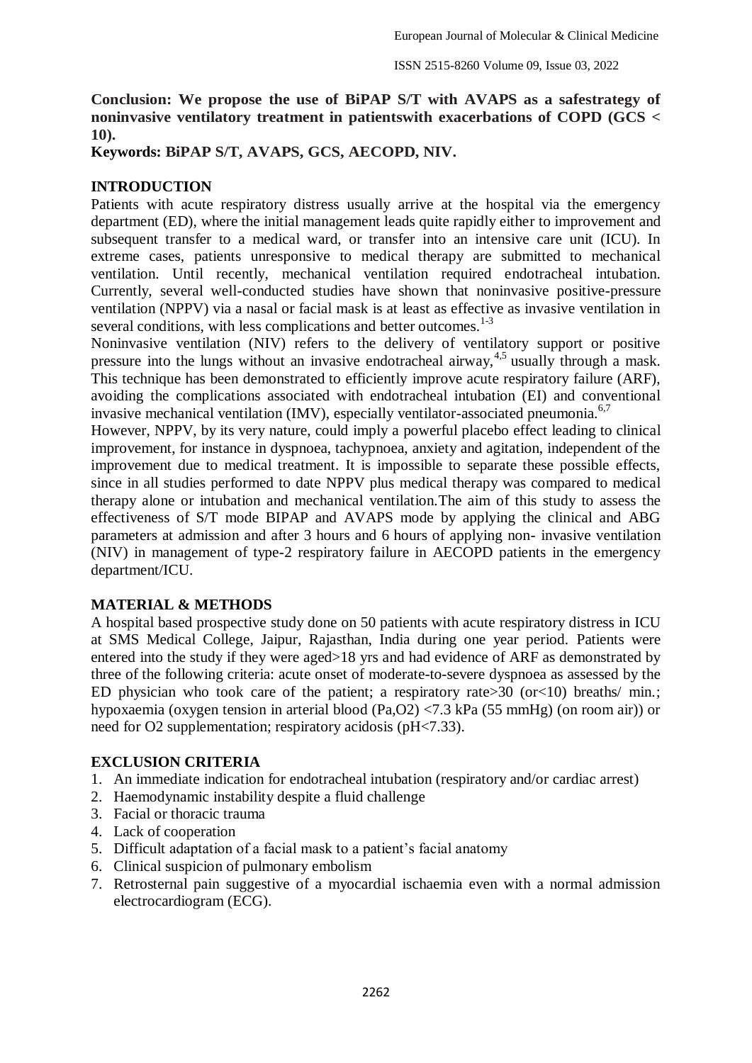**Conclusion: We propose the use of BiPAP S/T with AVAPS as a safestrategy of noninvasive ventilatory treatment in patientswith exacerbations of COPD (GCS < 10).**

**Keywords: BiPAP S/T, AVAPS, GCS, AECOPD, NIV.**

## INTRODUCTION

Patients with acute respiratory distress usually arrive at the hospital via the emergency department (ED), where the initial management leads quite rapidly either to improvement and subsequent transfer to a medical ward, or transfer into an intensive care unit (ICU). In extreme cases, patients unresponsive to medical therapy are submitted to mechanical ventilation. Until recently, mechanical ventilation required endotracheal intubation. Currently, several well-conducted studies have shown that noninvasive positive-pressure ventilation (NPPV) via a nasal or facial mask is at least as effective as invasive ventilation in several conditions, with less complications and better outcomes.[1-3]

Noninvasive ventilation (NIV) refers to the delivery of ventilatory support or positive pressure into the lungs without an invasive endotracheal airway,[4,5] usually through a mask. This technique has been demonstrated to efficiently improve acute respiratory failure (ARF), avoiding the complications associated with endotracheal intubation (EI) and conventional invasive mechanical ventilation (IMV), especially ventilator-associated pneumonia.[6,7]

However, NPPV, by its very nature, could imply a powerful placebo effect leading to clinical improvement, for instance in dyspnoea, tachypnoea, anxiety and agitation, independent of the improvement due to medical treatment. It is impossible to separate these possible effects, since in all studies performed to date NPPV plus medical therapy was compared to medical therapy alone or intubation and mechanical ventilation.The aim of this study to assess the effectiveness of S/T mode BIPAP and AVAPS mode by applying the clinical and ABG parameters at admission and after 3 hours and 6 hours of applying non- invasive ventilation (NIV) in management of type-2 respiratory failure in AECOPD patients in the emergency department/ICU.

## MATERIAL & METHODS

A hospital based prospective study done on 50 patients with acute respiratory distress in ICU at SMS Medical College, Jaipur, Rajasthan, India during one year period. Patients were entered into the study if they were aged>18 yrs and had evidence of ARF as demonstrated by three of the following criteria: acute onset of moderate-to-severe dyspnoea as assessed by the ED physician who took care of the patient; a respiratory rate>30 (or<10) breaths/ min.; hypoxaemia (oxygen tension in arterial blood ($Pa,O_2$) <7.3 kPa (55 mmHg) (on room air)) or need for $O_2$ supplementation; respiratory acidosis (pH<7.33).

## EXCLUSION CRITERIA

1. An immediate indication for endotracheal intubation (respiratory and/or cardiac arrest)
2. Haemodynamic instability despite a fluid challenge
3. Facial or thoracic trauma
4. Lack of cooperation
5. Difficult adaptation of a facial mask to a patient's facial anatomy
6. Clinical suspicion of pulmonary embolism
7. Retrosternal pain suggestive of a myocardial ischaemia even with a normal admission electrocardiogram (ECG).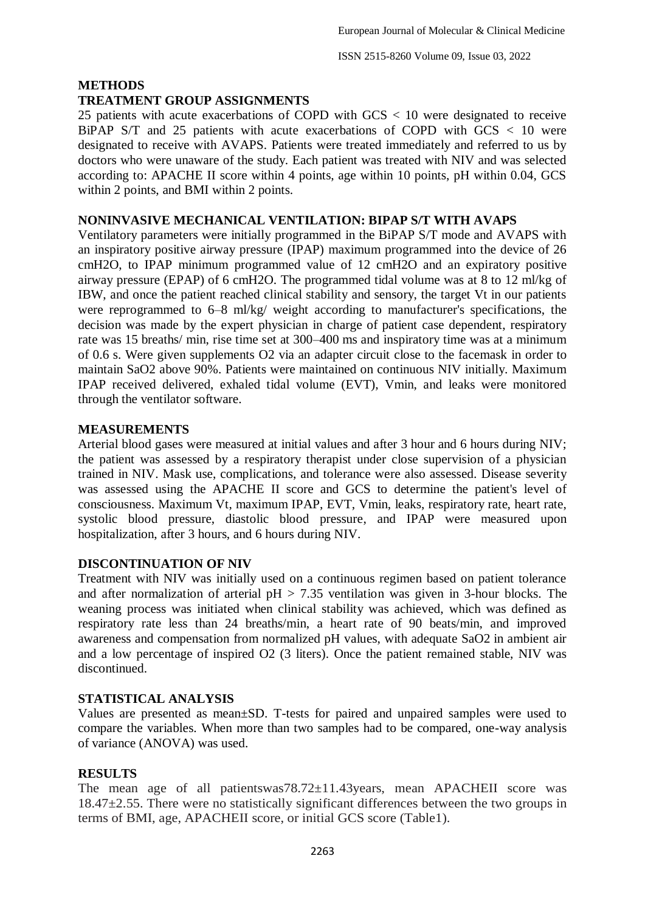## METHODS

### TREATMENT GROUP ASSIGNMENTS

25 patients with acute exacerbations of COPD with GCS < 10 were designated to receive BiPAP S/T and 25 patients with acute exacerbations of COPD with GCS < 10 were designated to receive with AVAPS. Patients were treated immediately and referred to us by doctors who were unaware of the study. Each patient was treated with NIV and was selected according to: APACHE II score within 4 points, age within 10 points, pH within 0.04, GCS within 2 points, and BMI within 2 points.

### NONINVASIVE MECHANICAL VENTILATION: BIPAP S/T WITH AVAPS

Ventilatory parameters were initially programmed in the BiPAP S/T mode and AVAPS with an inspiratory positive airway pressure (IPAP) maximum programmed into the device of 26 cmH2O, to IPAP minimum programmed value of 12 cmH2O and an expiratory positive airway pressure (EPAP) of 6 cmH2O. The programmed tidal volume was at 8 to 12 ml/kg of IBW, and once the patient reached clinical stability and sensory, the target Vt in our patients were reprogrammed to 6–8 ml/kg/ weight according to manufacturer's specifications, the decision was made by the expert physician in charge of patient case dependent, respiratory rate was 15 breaths/ min, rise time set at 300–400 ms and inspiratory time was at a minimum of 0.6 s. Were given supplements O2 via an adapter circuit close to the facemask in order to maintain SaO2 above 90%. Patients were maintained on continuous NIV initially. Maximum IPAP received delivered, exhaled tidal volume (EVT), Vmin, and leaks were monitored through the ventilator software.

### MEASUREMENTS

Arterial blood gases were measured at initial values and after 3 hour and 6 hours during NIV; the patient was assessed by a respiratory therapist under close supervision of a physician trained in NIV. Mask use, complications, and tolerance were also assessed. Disease severity was assessed using the APACHE II score and GCS to determine the patient's level of consciousness. Maximum Vt, maximum IPAP, EVT, Vmin, leaks, respiratory rate, heart rate, systolic blood pressure, diastolic blood pressure, and IPAP were measured upon hospitalization, after 3 hours, and 6 hours during NIV.

### DISCONTINUATION OF NIV

Treatment with NIV was initially used on a continuous regimen based on patient tolerance and after normalization of arterial pH > 7.35 ventilation was given in 3-hour blocks. The weaning process was initiated when clinical stability was achieved, which was defined as respiratory rate less than 24 breaths/min, a heart rate of 90 beats/min, and improved awareness and compensation from normalized pH values, with adequate SaO2 in ambient air and a low percentage of inspired O2 (3 liters). Once the patient remained stable, NIV was discontinued.

### STATISTICAL ANALYSIS

Values are presented as mean±SD. T-tests for paired and unpaired samples were used to compare the variables. When more than two samples had to be compared, one-way analysis of variance (ANOVA) was used.

## RESULTS

The mean age of all patientswas78.72±11.43years, mean APACHEII score was 18.47±2.55. There were no statistically significant differences between the two groups in terms of BMI, age, APACHEII score, or initial GCS score (Table1).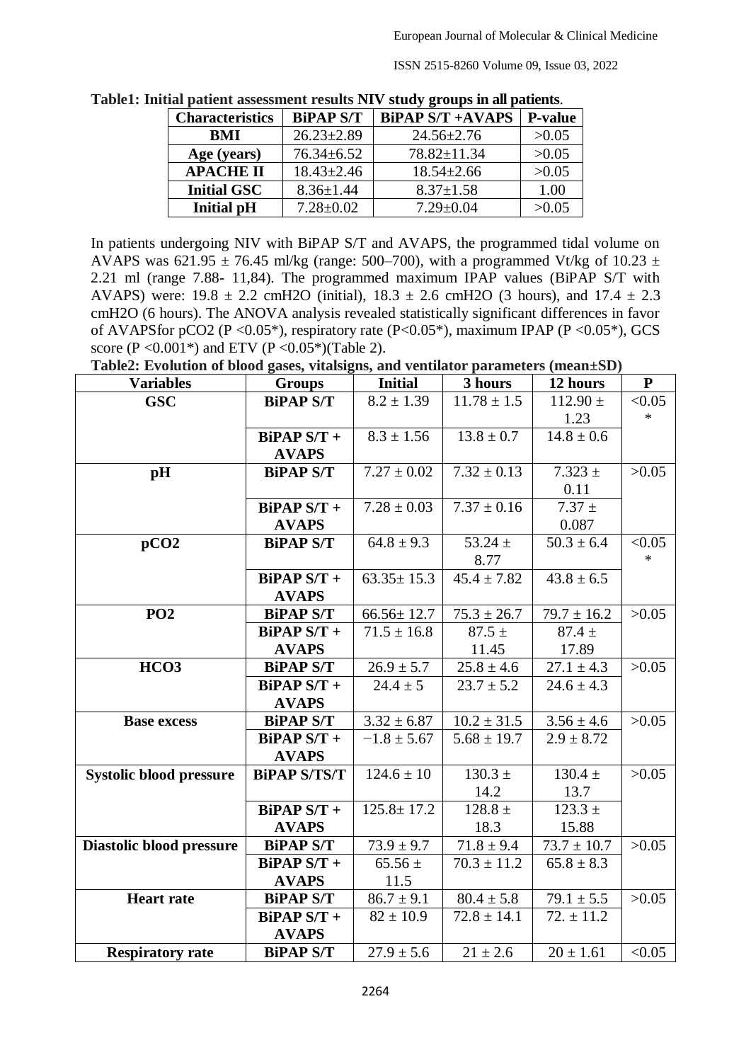**Table1: Initial patient assessment results NIV study groups in all patients**.

| Characteristics | BiPAP S/T | BiPAP S/T +AVAPS | P-value |
|---|---|---|---|
| BMI | 26.23±2.89 | 24.56±2.76 | >0.05 |
| Age (years) | 76.34±6.52 | 78.82±11.34 | >0.05 |
| APACHE II | 18.43±2.46 | 18.54±2.66 | >0.05 |
| Initial GSC | 8.36±1.44 | 8.37±1.58 | 1.00 |
| Initial pH | 7.28±0.02 | 7.29±0.04 | >0.05 |

In patients undergoing NIV with BiPAP S/T and AVAPS, the programmed tidal volume on AVAPS was 621.95 ± 76.45 ml/kg (range: 500–700), with a programmed Vt/kg of 10.23 ± 2.21 ml (range 7.88- 11,84). The programmed maximum IPAP values (BiPAP S/T with AVAPS) were: 19.8 ± 2.2 cmH2O (initial), 18.3 ± 2.6 cmH2O (3 hours), and 17.4 ± 2.3 cmH2O (6 hours). The ANOVA analysis revealed statistically significant differences in favor of AVAPSfor pCO2 (P <0.05*), respiratory rate (P<0.05*), maximum IPAP (P <0.05*), GCS score (P <0.001*) and ETV (P <0.05*)(Table 2).

**Table2: Evolution of blood gases, vitalsigns, and ventilator parameters (mean±SD)**

| Variables | Groups | Initial | 3 hours | 12 hours | P |
|---|---|---|---|---|---|
| GSC | BiPAP S/T | 8.2 ± 1.39 | 11.78 ± 1.5 | 112.90 ± 1.23 | <0.05 * |
| | BiPAP S/T + AVAPS | 8.3 ± 1.56 | 13.8 ± 0.7 | 14.8 ± 0.6 | |
| pH | BiPAP S/T | 7.27 ± 0.02 | 7.32 ± 0.13 | 7.323 ± 0.11 | >0.05 |
| | BiPAP S/T + AVAPS | 7.28 ± 0.03 | 7.37 ± 0.16 | 7.37 ± 0.087 | |
| pCO2 | BiPAP S/T | 64.8 ± 9.3 | 53.24 ± 8.77 | 50.3 ± 6.4 | <0.05 * |
| | BiPAP S/T + AVAPS | 63.35± 15.3 | 45.4 ± 7.82 | 43.8 ± 6.5 | |
| PO2 | BiPAP S/T | 66.56± 12.7 | 75.3 ± 26.7 | 79.7 ± 16.2 | >0.05 |
| | BiPAP S/T + AVAPS | 71.5 ± 16.8 | 87.5 ± 11.45 | 87.4 ± 17.89 | |
| HCO3 | BiPAP S/T | 26.9 ± 5.7 | 25.8 ± 4.6 | 27.1 ± 4.3 | >0.05 |
| | BiPAP S/T + AVAPS | 24.4 ± 5 | 23.7 ± 5.2 | 24.6 ± 4.3 | |
| Base excess | BiPAP S/T | 3.32 ± 6.87 | 10.2 ± 31.5 | 3.56 ± 4.6 | >0.05 |
| | BiPAP S/T + AVAPS | −1.8 ± 5.67 | 5.68 ± 19.7 | 2.9 ± 8.72 | |
| Systolic blood pressure | BiPAP S/TS/T | 124.6 ± 10 | 130.3 ± 14.2 | 130.4 ± 13.7 | >0.05 |
| | BiPAP S/T + AVAPS | 125.8± 17.2 | 128.8 ± 18.3 | 123.3 ± 15.88 | |
| Diastolic blood pressure | BiPAP S/T | 73.9 ± 9.7 | 71.8 ± 9.4 | 73.7 ± 10.7 | >0.05 |
| | BiPAP S/T + AVAPS | 65.56 ± 11.5 | 70.3 ± 11.2 | 65.8 ± 8.3 | |
| Heart rate | BiPAP S/T | 86.7 ± 9.1 | 80.4 ± 5.8 | 79.1 ± 5.5 | >0.05 |
| | BiPAP S/T + AVAPS | 82 ± 10.9 | 72.8 ± 14.1 | 72. ± 11.2 | |
| Respiratory rate | BiPAP S/T | 27.9 ± 5.6 | 21 ± 2.6 | 20 ± 1.61 | <0.05 |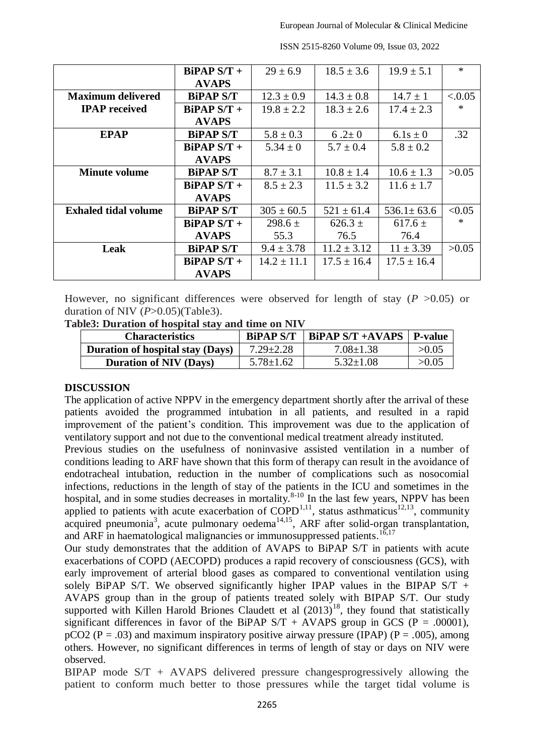| | BiPAP S/T + AVAPS | 29 ± 6.9 | 18.5 ± 3.6 | 19.9 ± 5.1 | * |
|---|---|---|---|---|---|
| **Maximum delivered IPAP received** | **BiPAP S/T** | 12.3 ± 0.9 | 14.3 ± 0.8 | 14.7 ± 1 | <.0.05 * |
| | **BiPAP S/T + AVAPS** | 19.8 ± 2.2 | 18.3 ± 2.6 | 17.4 ± 2.3 | |
| **EPAP** | **BiPAP S/T** | 5.8 ± 0.3 | 6 .2± 0 | 6.1s ± 0 | .32 |
| | **BiPAP S/T + AVAPS** | 5.34 ± 0 | 5.7 ± 0.4 | 5.8 ± 0.2 | |
| **Minute volume** | **BiPAP S/T** | 8.7 ± 3.1 | 10.8 ± 1.4 | 10.6 ± 1.3 | >0.05 |
| | **BiPAP S/T + AVAPS** | 8.5 ± 2.3 | 11.5 ± 3.2 | 11.6 ± 1.7 | |
| **Exhaled tidal volume** | **BiPAP S/T** | 305 ± 60.5 | 521 ± 61.4 | 536.1± 63.6 | <0.05 * |
| | **BiPAP S/T + AVAPS** | 298.6 ± 55.3 | 626.3 ± 76.5 | 617.6 ± 76.4 | |
| **Leak** | **BiPAP S/T** | 9.4 ± 3.78 | 11.2 ± 3.12 | 11 ± 3.39 | >0.05 |
| | **BiPAP S/T + AVAPS** | 14.2 ± 11.1 | 17.5 ± 16.4 | 17.5 ± 16.4 | |

However, no significant differences were observed for length of stay (*P* >0.05) or duration of NIV (*P*>0.05)(Table3).

**Table3: Duration of hospital stay and time on NIV**

| Characteristics | BiPAP S/T | BiPAP S/T +AVAPS | P-value |
|---|---|---|---|
| **Duration of hospital stay (Days)** | 7.29±2.28 | 7.08±1.38 | >0.05 |
| **Duration of NIV (Days)** | 5.78±1.62 | 5.32±1.08 | >0.05 |

## DISCUSSION

The application of active NPPV in the emergency department shortly after the arrival of these patients avoided the programmed intubation in all patients, and resulted in a rapid improvement of the patient's condition. This improvement was due to the application of ventilatory support and not due to the conventional medical treatment already instituted.

Previous studies on the usefulness of noninvasive assisted ventilation in a number of conditions leading to ARF have shown that this form of therapy can result in the avoidance of endotracheal intubation, reduction in the number of complications such as nosocomial infections, reductions in the length of stay of the patients in the ICU and sometimes in the hospital, and in some studies decreases in mortality.[8-10] In the last few years, NPPV has been applied to patients with acute exacerbation of COPD[1,11], status asthmaticus[12,13], community acquired pneumonia[3], acute pulmonary oedema[14,15], ARF after solid-organ transplantation, and ARF in haematological malignancies or immunosuppressed patients.[16,17]

Our study demonstrates that the addition of AVAPS to BiPAP S/T in patients with acute exacerbations of COPD (AECOPD) produces a rapid recovery of consciousness (GCS), with early improvement of arterial blood gases as compared to conventional ventilation using solely BiPAP S/T. We observed significantly higher IPAP values in the BIPAP S/T + AVAPS group than in the group of patients treated solely with BIPAP S/T. Our study supported with Killen Harold Briones Claudett et al (2013)[18], they found that statistically significant differences in favor of the BiPAP S/T + AVAPS group in GCS (P = .00001), pCO2 (P = .03) and maximum inspiratory positive airway pressure (IPAP) (P = .005), among others. However, no significant differences in terms of length of stay or days on NIV were observed.

BIPAP mode S/T + AVAPS delivered pressure changesprogressively allowing the patient to conform much better to those pressures while the target tidal volume is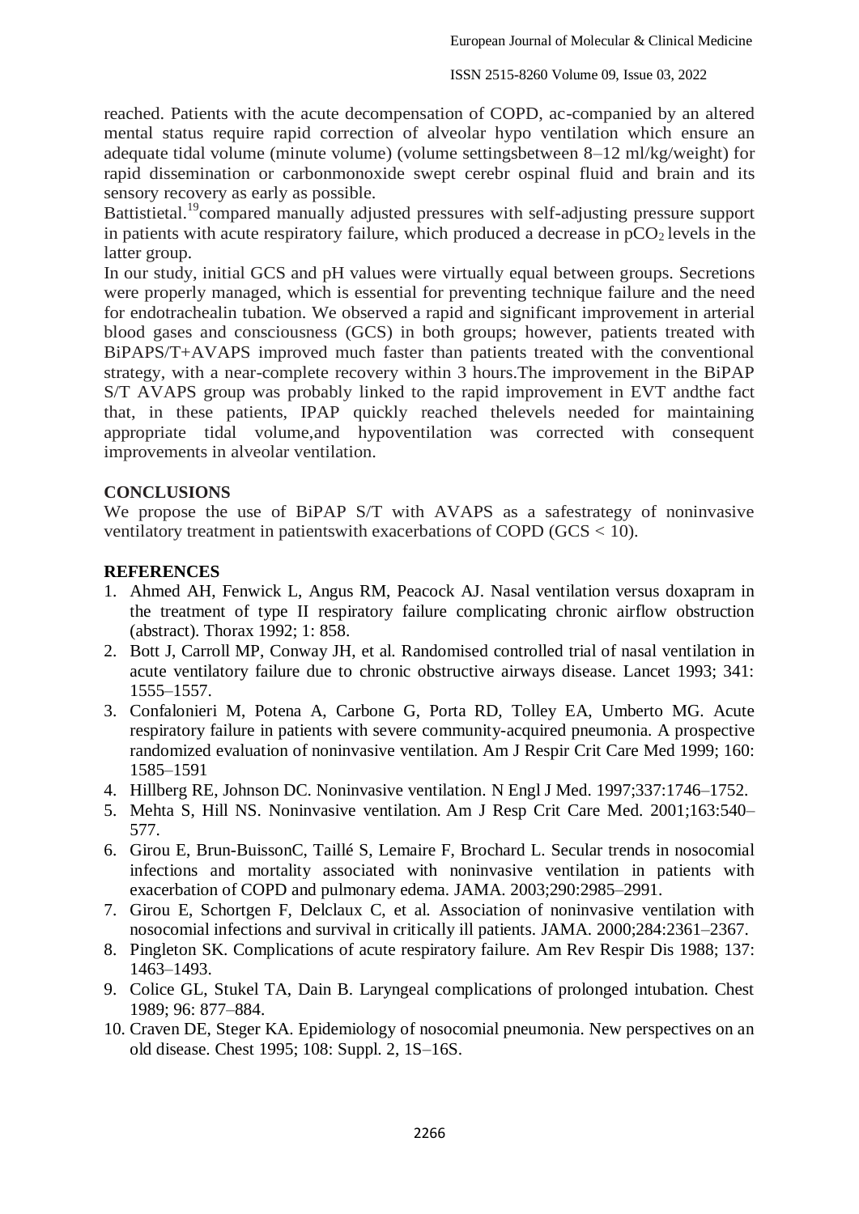reached. Patients with the acute decompensation of COPD, ac-companied by an altered mental status require rapid correction of alveolar hypo ventilation which ensure an adequate tidal volume (minute volume) (volume settingsbetween 8–12 ml/kg/weight) for rapid dissemination or carbonmonoxide swept cerebr ospinal fluid and brain and its sensory recovery as early as possible.

Battistietal.[19]compared manually adjusted pressures with self-adjusting pressure support in patients with acute respiratory failure, which produced a decrease in $pCO_2$ levels in the latter group.

In our study, initial GCS and pH values were virtually equal between groups. Secretions were properly managed, which is essential for preventing technique failure and the need for endotrachealin tubation. We observed a rapid and significant improvement in arterial blood gases and consciousness (GCS) in both groups; however, patients treated with BiPAPS/T+AVAPS improved much faster than patients treated with the conventional strategy, with a near-complete recovery within 3 hours.The improvement in the BiPAP S/T AVAPS group was probably linked to the rapid improvement in EVT andthe fact that, in these patients, IPAP quickly reached thelevels needed for maintaining appropriate tidal volume,and hypoventilation was corrected with consequent improvements in alveolar ventilation.

## CONCLUSIONS

We propose the use of BiPAP S/T with AVAPS as a safestrategy of noninvasive ventilatory treatment in patientswith exacerbations of COPD (GCS < 10).

## REFERENCES

1. Ahmed AH, Fenwick L, Angus RM, Peacock AJ. Nasal ventilation versus doxapram in the treatment of type II respiratory failure complicating chronic airflow obstruction (abstract). Thorax 1992; 1: 858.
2. Bott J, Carroll MP, Conway JH, et al. Randomised controlled trial of nasal ventilation in acute ventilatory failure due to chronic obstructive airways disease. Lancet 1993; 341: 1555–1557.
3. Confalonieri M, Potena A, Carbone G, Porta RD, Tolley EA, Umberto MG. Acute respiratory failure in patients with severe community-acquired pneumonia. A prospective randomized evaluation of noninvasive ventilation. Am J Respir Crit Care Med 1999; 160: 1585–1591
4. Hillberg RE, Johnson DC. Noninvasive ventilation. N Engl J Med. 1997;337:1746–1752.
5. Mehta S, Hill NS. Noninvasive ventilation. Am J Resp Crit Care Med. 2001;163:540–577.
6. Girou E, Brun-BuissonC, Taillé S, Lemaire F, Brochard L. Secular trends in nosocomial infections and mortality associated with noninvasive ventilation in patients with exacerbation of COPD and pulmonary edema. JAMA. 2003;290:2985–2991.
7. Girou E, Schortgen F, Delclaux C, et al. Association of noninvasive ventilation with nosocomial infections and survival in critically ill patients. JAMA. 2000;284:2361–2367.
8. Pingleton SK. Complications of acute respiratory failure. Am Rev Respir Dis 1988; 137: 1463–1493.
9. Colice GL, Stukel TA, Dain B. Laryngeal complications of prolonged intubation. Chest 1989; 96: 877–884.
10. Craven DE, Steger KA. Epidemiology of nosocomial pneumonia. New perspectives on an old disease. Chest 1995; 108: Suppl. 2, 1S–16S.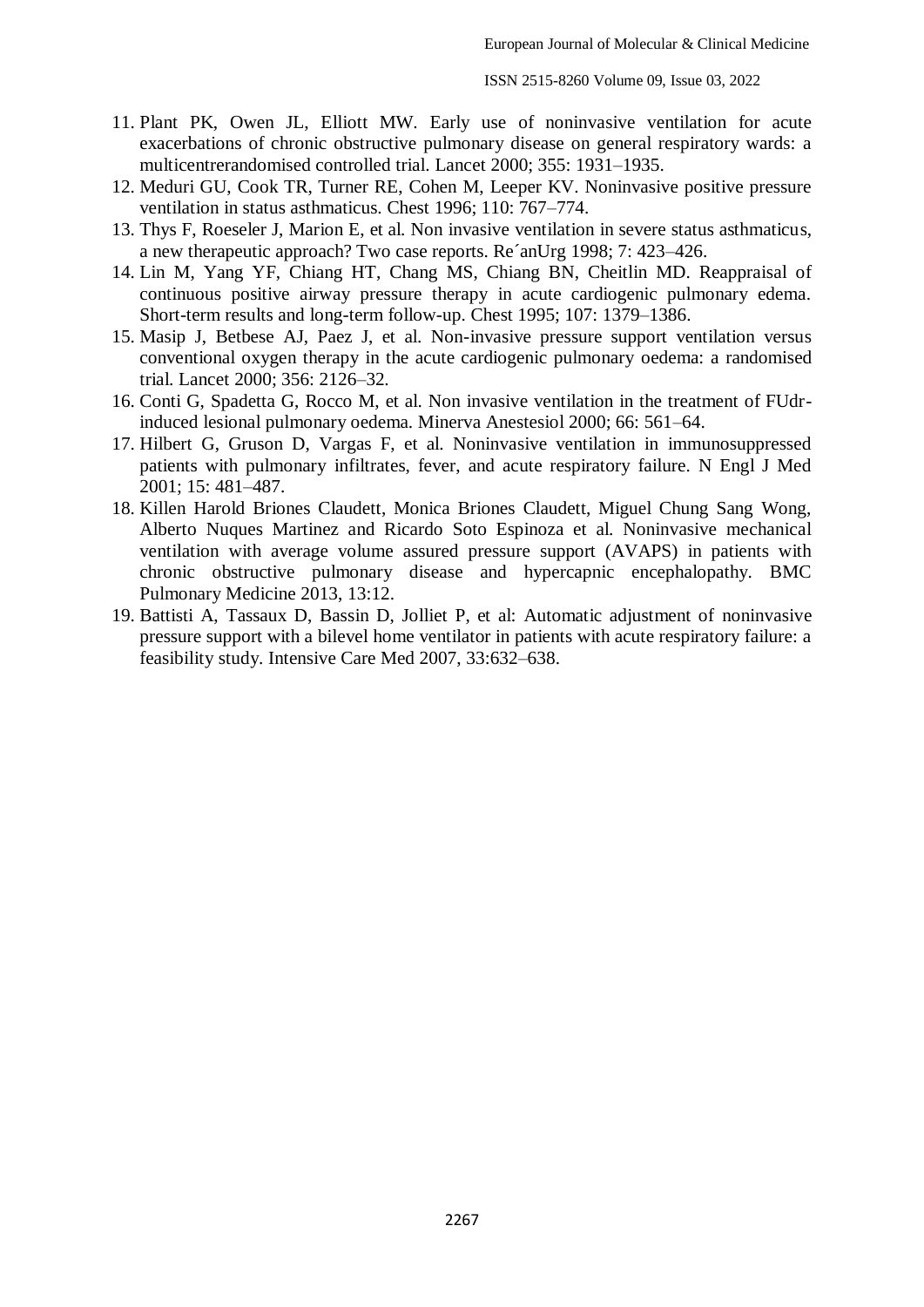11. Plant PK, Owen JL, Elliott MW. Early use of noninvasive ventilation for acute exacerbations of chronic obstructive pulmonary disease on general respiratory wards: a multicentrerandomised controlled trial. Lancet 2000; 355: 1931–1935.
12. Meduri GU, Cook TR, Turner RE, Cohen M, Leeper KV. Noninvasive positive pressure ventilation in status asthmaticus. Chest 1996; 110: 767–774.
13. Thys F, Roeseler J, Marion E, et al. Non invasive ventilation in severe status asthmaticus, a new therapeutic approach? Two case reports. Re´anUrg 1998; 7: 423–426.
14. Lin M, Yang YF, Chiang HT, Chang MS, Chiang BN, Cheitlin MD. Reappraisal of continuous positive airway pressure therapy in acute cardiogenic pulmonary edema. Short-term results and long-term follow-up. Chest 1995; 107: 1379–1386.
15. Masip J, Betbese AJ, Paez J, et al. Non-invasive pressure support ventilation versus conventional oxygen therapy in the acute cardiogenic pulmonary oedema: a randomised trial. Lancet 2000; 356: 2126–32.
16. Conti G, Spadetta G, Rocco M, et al. Non invasive ventilation in the treatment of FUdr-induced lesional pulmonary oedema. Minerva Anestesiol 2000; 66: 561–64.
17. Hilbert G, Gruson D, Vargas F, et al. Noninvasive ventilation in immunosuppressed patients with pulmonary infiltrates, fever, and acute respiratory failure. N Engl J Med 2001; 15: 481–487.
18. Killen Harold Briones Claudett, Monica Briones Claudett, Miguel Chung Sang Wong, Alberto Nuques Martinez and Ricardo Soto Espinoza et al. Noninvasive mechanical ventilation with average volume assured pressure support (AVAPS) in patients with chronic obstructive pulmonary disease and hypercapnic encephalopathy. BMC Pulmonary Medicine 2013, 13:12.
19. Battisti A, Tassaux D, Bassin D, Jolliet P, et al: Automatic adjustment of noninvasive pressure support with a bilevel home ventilator in patients with acute respiratory failure: a feasibility study. Intensive Care Med 2007, 33:632–638.